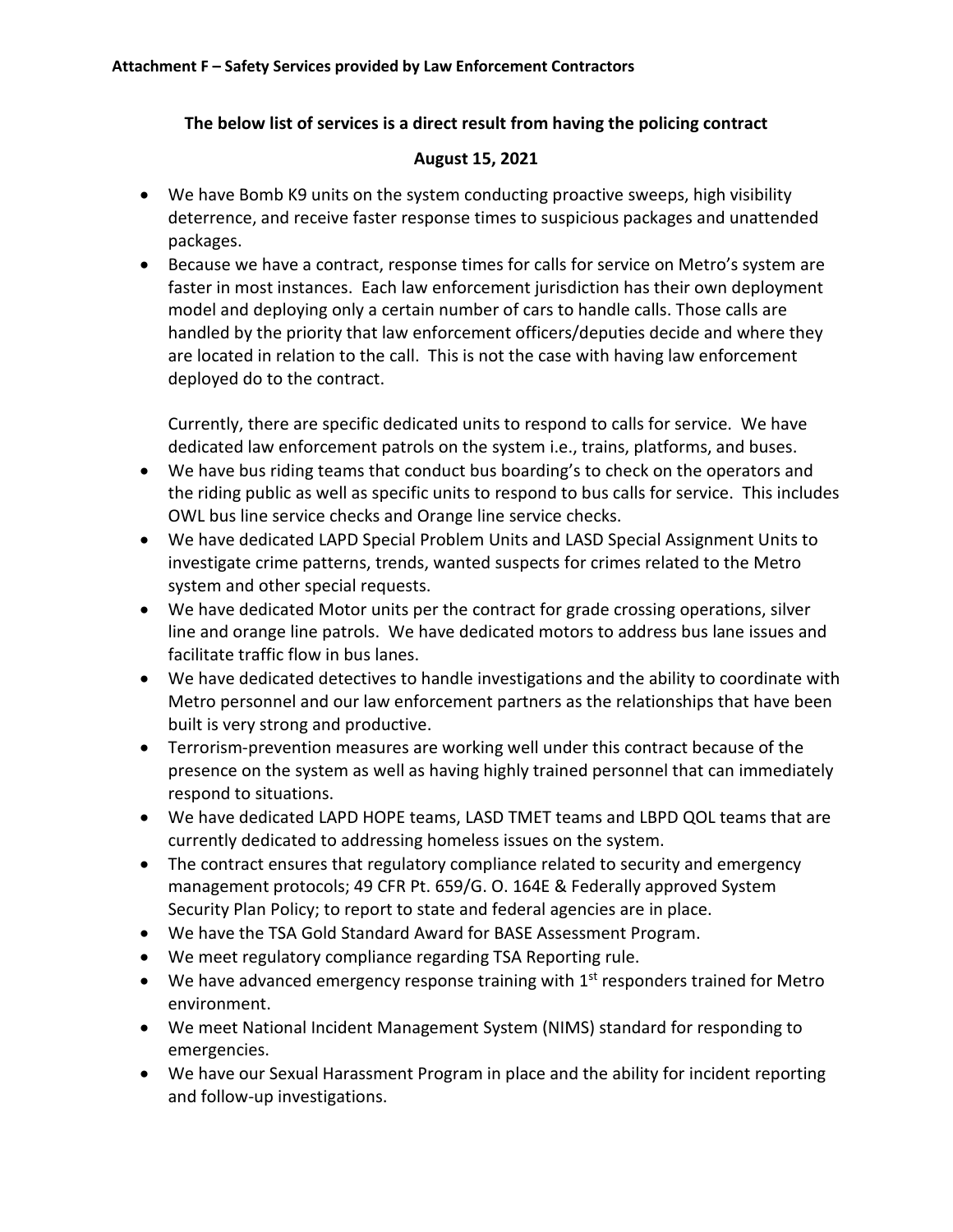**Attachment F – Safety Services provided by Law Enforcement Contractors**

**The below list of services is a direct result from having the policing contract**

**August 15, 2021**

- We have Bomb K9 units on the system conducting proactive sweeps, high visibility deterrence, and receive faster response times to suspicious packages and unattended packages.
- Because we have a contract, response times for calls for service on Metro's system are faster in most instances. Each law enforcement jurisdiction has their own deployment model and deploying only a certain number of cars to handle calls. Those calls are handled by the priority that law enforcement officers/deputies decide and where they are located in relation to the call. This is not the case with having law enforcement deployed do to the contract.

  Currently, there are specific dedicated units to respond to calls for service. We have dedicated law enforcement patrols on the system i.e., trains, platforms, and buses.
- We have bus riding teams that conduct bus boarding's to check on the operators and the riding public as well as specific units to respond to bus calls for service. This includes OWL bus line service checks and Orange line service checks.
- We have dedicated LAPD Special Problem Units and LASD Special Assignment Units to investigate crime patterns, trends, wanted suspects for crimes related to the Metro system and other special requests.
- We have dedicated Motor units per the contract for grade crossing operations, silver line and orange line patrols. We have dedicated motors to address bus lane issues and facilitate traffic flow in bus lanes.
- We have dedicated detectives to handle investigations and the ability to coordinate with Metro personnel and our law enforcement partners as the relationships that have been built is very strong and productive.
- Terrorism-prevention measures are working well under this contract because of the presence on the system as well as having highly trained personnel that can immediately respond to situations.
- We have dedicated LAPD HOPE teams, LASD TMET teams and LBPD QOL teams that are currently dedicated to addressing homeless issues on the system.
- The contract ensures that regulatory compliance related to security and emergency management protocols; 49 CFR Pt. 659/G. O. 164E & Federally approved System Security Plan Policy; to report to state and federal agencies are in place.
- We have the TSA Gold Standard Award for BASE Assessment Program.
- We meet regulatory compliance regarding TSA Reporting rule.
- We have advanced emergency response training with 1st responders trained for Metro environment.
- We meet National Incident Management System (NIMS) standard for responding to emergencies.
- We have our Sexual Harassment Program in place and the ability for incident reporting and follow-up investigations.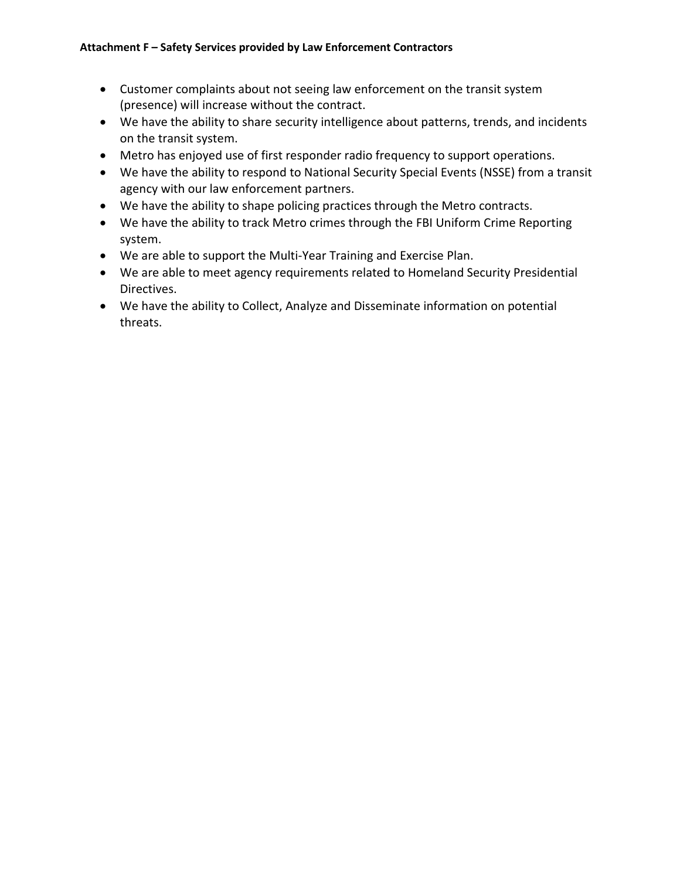**Attachment F – Safety Services provided by Law Enforcement Contractors**

- Customer complaints about not seeing law enforcement on the transit system (presence) will increase without the contract.
- We have the ability to share security intelligence about patterns, trends, and incidents on the transit system.
- Metro has enjoyed use of first responder radio frequency to support operations.
- We have the ability to respond to National Security Special Events (NSSE) from a transit agency with our law enforcement partners.
- We have the ability to shape policing practices through the Metro contracts.
- We have the ability to track Metro crimes through the FBI Uniform Crime Reporting system.
- We are able to support the Multi-Year Training and Exercise Plan.
- We are able to meet agency requirements related to Homeland Security Presidential Directives.
- We have the ability to Collect, Analyze and Disseminate information on potential threats.